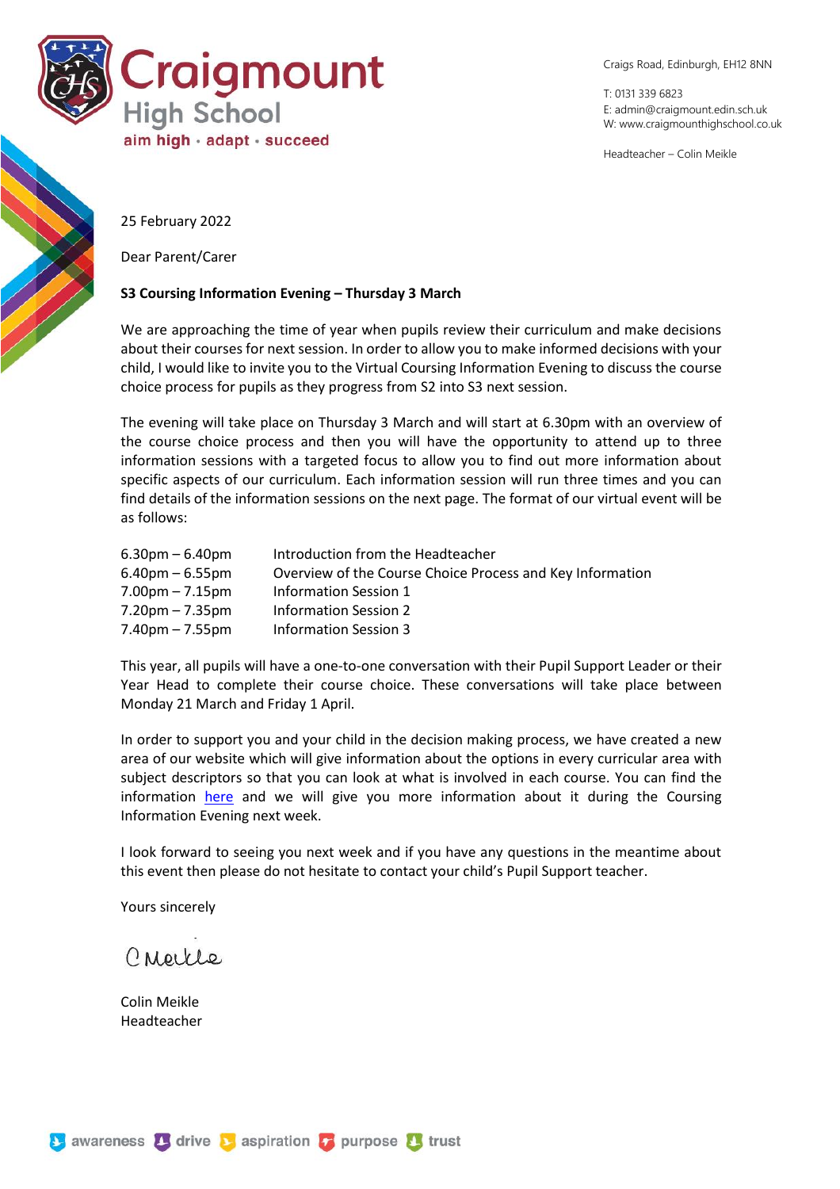# Craigmount High School

aim high • adapt • succeed

Craigs Road, Edinburgh, EH12 8NN

T: 0131 339 6823
E: admin@craigmount.edin.sch.uk
W: www.craigmounthighschool.co.uk

Headteacher – Colin Meikle

25 February 2022

Dear Parent/Carer

**S3 Coursing Information Evening – Thursday 3 March**

We are approaching the time of year when pupils review their curriculum and make decisions about their courses for next session. In order to allow you to make informed decisions with your child, I would like to invite you to the Virtual Coursing Information Evening to discuss the course choice process for pupils as they progress from S2 into S3 next session.

The evening will take place on Thursday 3 March and will start at 6.30pm with an overview of the course choice process and then you will have the opportunity to attend up to three information sessions with a targeted focus to allow you to find out more information about specific aspects of our curriculum. Each information session will run three times and you can find details of the information sessions on the next page. The format of our virtual event will be as follows:

| | |
|---|---|
| 6.30pm – 6.40pm | Introduction from the Headteacher |
| 6.40pm – 6.55pm | Overview of the Course Choice Process and Key Information |
| 7.00pm – 7.15pm | Information Session 1 |
| 7.20pm – 7.35pm | Information Session 2 |
| 7.40pm – 7.55pm | Information Session 3 |

This year, all pupils will have a one-to-one conversation with their Pupil Support Leader or their Year Head to complete their course choice. These conversations will take place between Monday 21 March and Friday 1 April.

In order to support you and your child in the decision making process, we have created a new area of our website which will give information about the options in every curricular area with subject descriptors so that you can look at what is involved in each course. You can find the information here and we will give you more information about it during the Coursing Information Evening next week.

I look forward to seeing you next week and if you have any questions in the meantime about this event then please do not hesitate to contact your child's Pupil Support teacher.

Yours sincerely

C Meikle

Colin Meikle
Headteacher

awareness • drive • aspiration • purpose • trust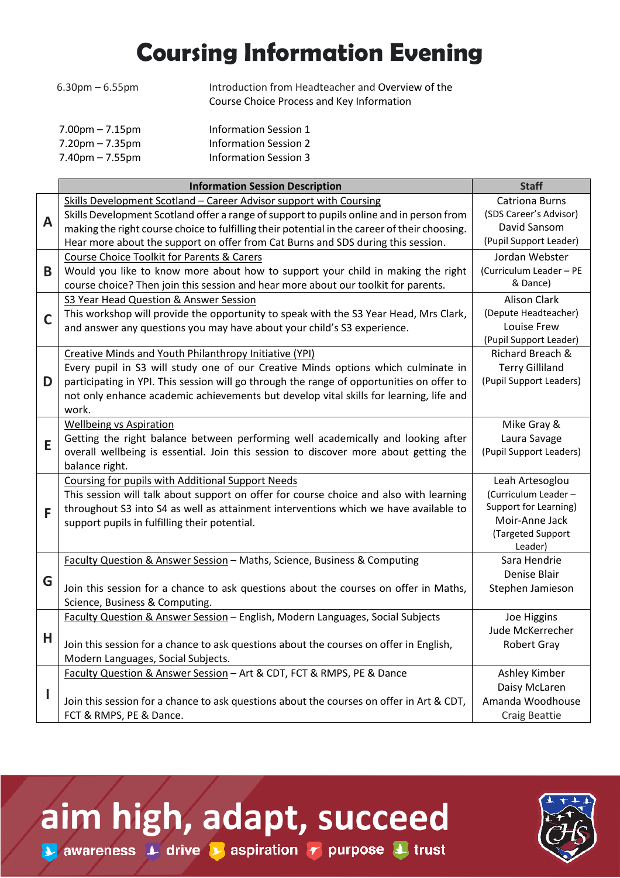# Coursing Information Evening

| | |
|---|---|
| 6.30pm – 6.55pm | Introduction from Headteacher and Overview of the Course Choice Process and Key Information |
| 7.00pm – 7.15pm | Information Session 1 |
| 7.20pm – 7.35pm | Information Session 2 |
| 7.40pm – 7.55pm | Information Session 3 |

| | Information Session Description | Staff |
|---|---|---|
| A | Skills Development Scotland – Career Advisor support with Coursing<br>Skills Development Scotland offer a range of support to pupils online and in person from making the right course choice to fulfilling their potential in the career of their choosing. Hear more about the support on offer from Cat Burns and SDS during this session. | Catriona Burns (SDS Career's Advisor)<br>David Sansom (Pupil Support Leader) |
| B | Course Choice Toolkit for Parents & Carers<br>Would you like to know more about how to support your child in making the right course choice? Then join this session and hear more about our toolkit for parents. | Jordan Webster (Curriculum Leader – PE & Dance) |
| C | S3 Year Head Question & Answer Session<br>This workshop will provide the opportunity to speak with the S3 Year Head, Mrs Clark, and answer any questions you may have about your child's S3 experience. | Alison Clark (Depute Headteacher)<br>Louise Frew (Pupil Support Leader) |
| D | Creative Minds and Youth Philanthropy Initiative (YPI)<br>Every pupil in S3 will study one of our Creative Minds options which culminate in participating in YPI. This session will go through the range of opportunities on offer to not only enhance academic achievements but develop vital skills for learning, life and work. | Richard Breach & Terry Gilliland (Pupil Support Leaders) |
| E | Wellbeing vs Aspiration<br>Getting the right balance between performing well academically and looking after overall wellbeing is essential. Join this session to discover more about getting the balance right. | Mike Gray & Laura Savage (Pupil Support Leaders) |
| F | Coursing for pupils with Additional Support Needs<br>This session will talk about support on offer for course choice and also with learning throughout S3 into S4 as well as attainment interventions which we have available to support pupils in fulfilling their potential. | Leah Artesoglou (Curriculum Leader – Support for Learning)<br>Moir-Anne Jack (Targeted Support Leader) |
| G | Faculty Question & Answer Session – Maths, Science, Business & Computing<br><br>Join this session for a chance to ask questions about the courses on offer in Maths, Science, Business & Computing. | Sara Hendrie<br>Denise Blair<br>Stephen Jamieson |
| H | Faculty Question & Answer Session – English, Modern Languages, Social Subjects<br><br>Join this session for a chance to ask questions about the courses on offer in English, Modern Languages, Social Subjects. | Joe Higgins<br>Jude McKerrecher<br>Robert Gray |
| I | Faculty Question & Answer Session – Art & CDT, FCT & RMPS, PE & Dance<br><br>Join this session for a chance to ask questions about the courses on offer in Art & CDT, FCT & RMPS, PE & Dance. | Ashley Kimber<br>Daisy McLaren<br>Amanda Woodhouse<br>Craig Beattie |

aim high, adapt, succeed

awareness drive aspiration purpose trust